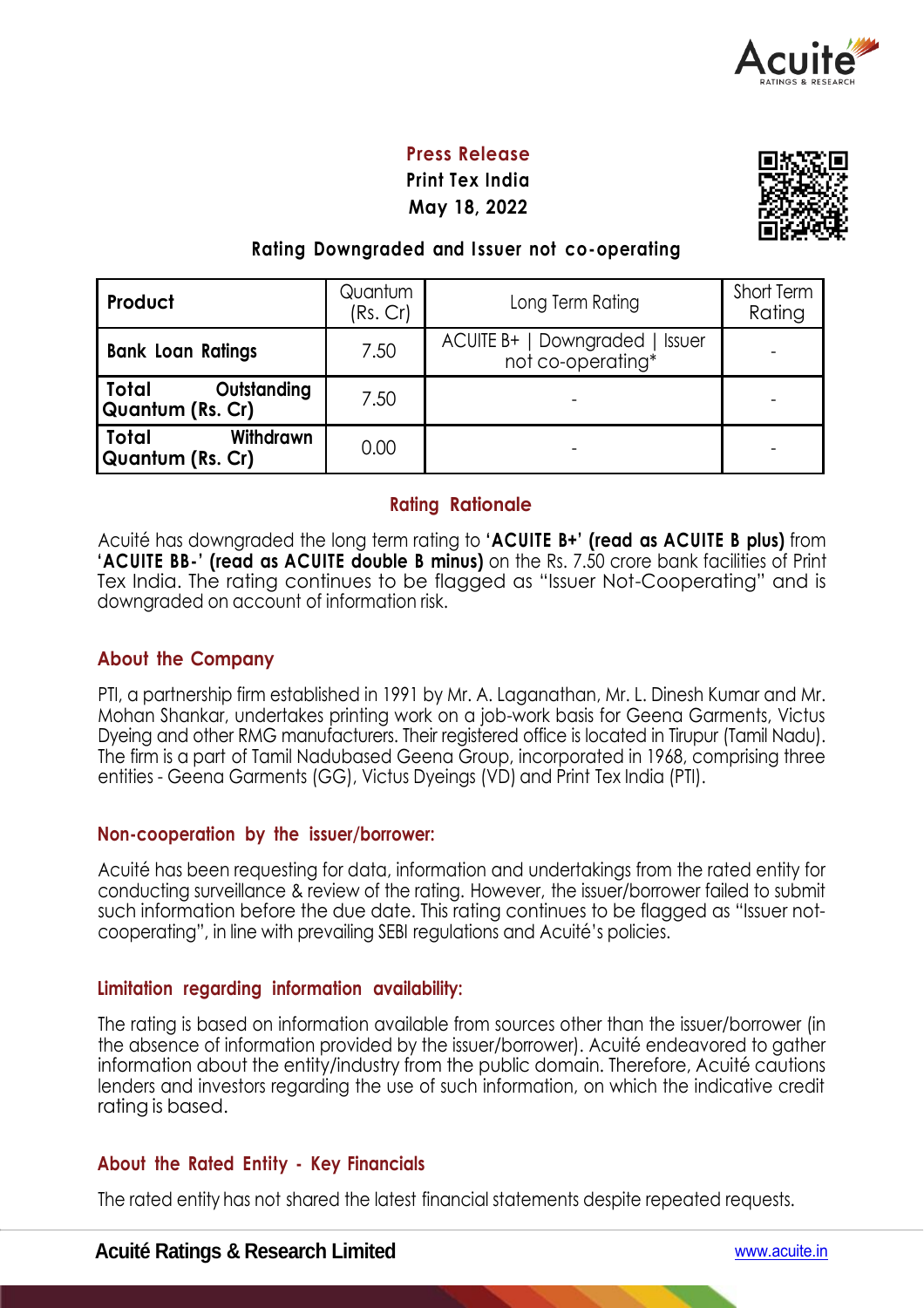**Press Release**

**Print Tex India**

**May 18, 2022**

**Rating Downgraded and Issuer not co-operating**

| Product | Quantum (Rs. Cr) | Long Term Rating | Short Term Rating |
|---|---|---|---|
| **Bank Loan Ratings** | 7.50 | ACUITE B+ \| Downgraded \| Issuer not co-operating* | - |
| **Total Outstanding Quantum (Rs. Cr)** | 7.50 | - | - |
| **Total Withdrawn Quantum (Rs. Cr)** | 0.00 | - | - |

## Rating Rationale

Acuité has downgraded the long term rating to **'ACUITE B+' (read as ACUITE B plus)** from **'ACUITE BB-' (read as ACUITE double B minus)** on the Rs. 7.50 crore bank facilities of Print Tex India. The rating continues to be flagged as "Issuer Not-Cooperating" and is downgraded on account of information risk.

## About the Company

PTI, a partnership firm established in 1991 by Mr. A. Laganathan, Mr. L. Dinesh Kumar and Mr. Mohan Shankar, undertakes printing work on a job-work basis for Geena Garments, Victus Dyeing and other RMG manufacturers. Their registered office is located in Tirupur (Tamil Nadu). The firm is a part of Tamil Nadubased Geena Group, incorporated in 1968, comprising three entities - Geena Garments (GG), Victus Dyeings (VD) and Print Tex India (PTI).

## Non-cooperation by the issuer/borrower:

Acuité has been requesting for data, information and undertakings from the rated entity for conducting surveillance & review of the rating. However, the issuer/borrower failed to submit such information before the due date. This rating continues to be flagged as "Issuer not-cooperating", in line with prevailing SEBI regulations and Acuité's policies.

## Limitation regarding information availability:

The rating is based on information available from sources other than the issuer/borrower (in the absence of information provided by the issuer/borrower). Acuité endeavored to gather information about the entity/industry from the public domain. Therefore, Acuité cautions lenders and investors regarding the use of such information, on which the indicative credit rating is based.

## About the Rated Entity - Key Financials

The rated entity has not shared the latest financial statements despite repeated requests.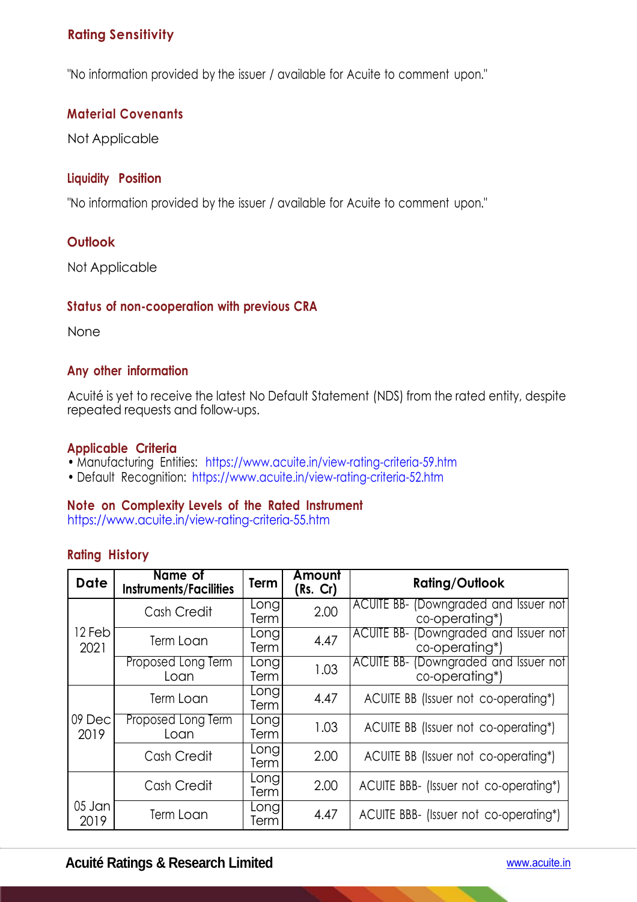### Rating Sensitivity

"No information provided by the issuer / available for Acuite to comment upon."

### Material Covenants

Not Applicable

### Liquidity Position

"No information provided by the issuer / available for Acuite to comment upon."

### Outlook

Not Applicable

### Status of non-cooperation with previous CRA

None

### Any other information

Acuité is yet to receive the latest No Default Statement (NDS) from the rated entity, despite repeated requests and follow-ups.

### Applicable Criteria

- Manufacturing Entities: https://www.acuite.in/view-rating-criteria-59.htm
- Default Recognition: https://www.acuite.in/view-rating-criteria-52.htm

### Note on Complexity Levels of the Rated Instrument

https://www.acuite.in/view-rating-criteria-55.htm

### Rating History

| Date | Name of Instruments/Facilities | Term | Amount (Rs. Cr) | Rating/Outlook |
|---|---|---|---|---|
| 12 Feb 2021 | Cash Credit | Long Term | 2.00 | ACUITE BB- (Downgraded and Issuer not co-operating*) |
| | Term Loan | Long Term | 4.47 | ACUITE BB- (Downgraded and Issuer not co-operating*) |
| | Proposed Long Term Loan | Long Term | 1.03 | ACUITE BB- (Downgraded and Issuer not co-operating*) |
| 09 Dec 2019 | Term Loan | Long Term | 4.47 | ACUITE BB (Issuer not co-operating*) |
| | Proposed Long Term Loan | Long Term | 1.03 | ACUITE BB (Issuer not co-operating*) |
| | Cash Credit | Long Term | 2.00 | ACUITE BB (Issuer not co-operating*) |
| 05 Jan 2019 | Cash Credit | Long Term | 2.00 | ACUITE BBB- (Issuer not co-operating*) |
| | Term Loan | Long Term | 4.47 | ACUITE BBB- (Issuer not co-operating*) |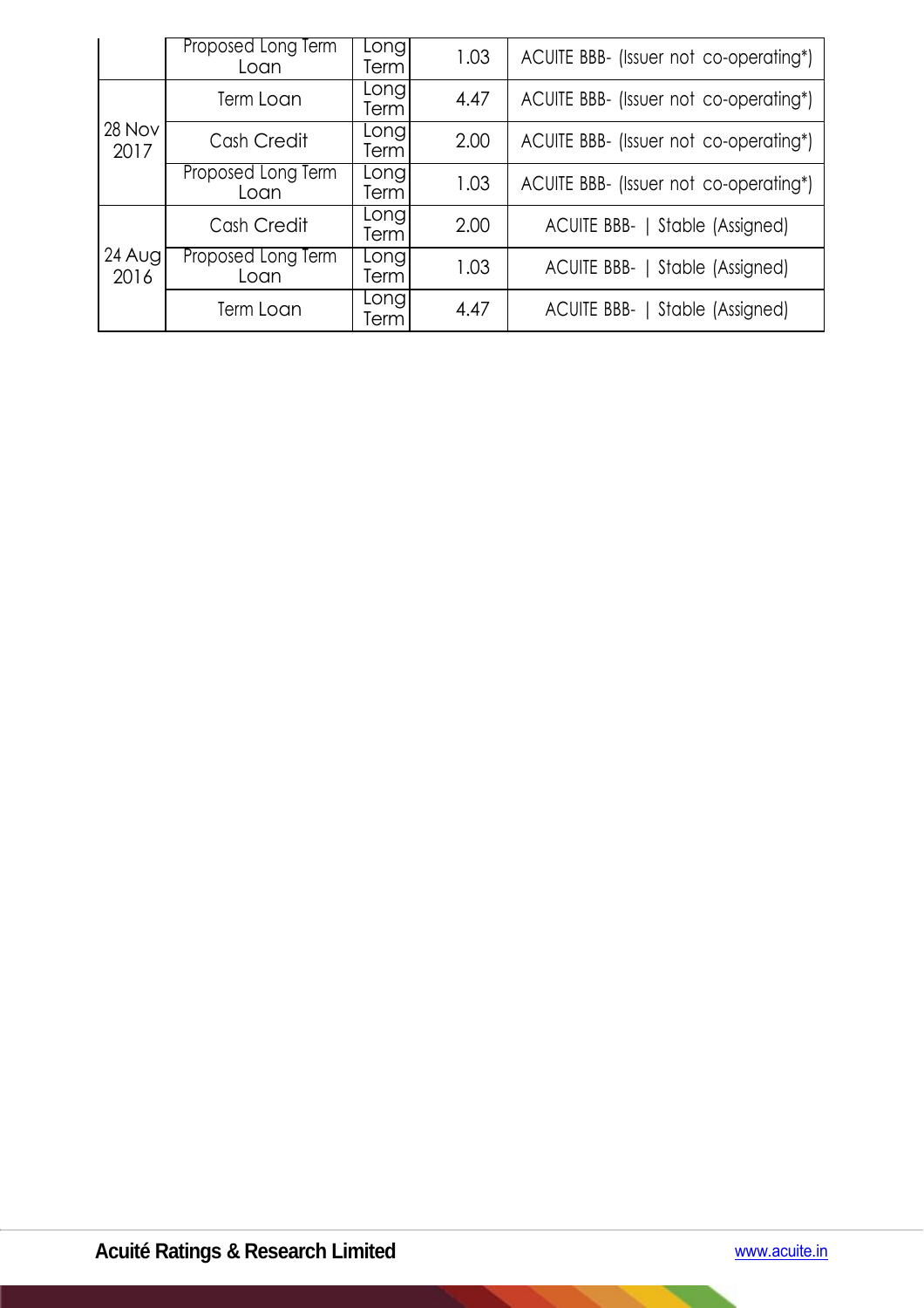|  | Proposed Long Term Loan | Long Term | 1.03 | ACUITE BBB- (Issuer not co-operating*) |
|---|---|---|---|---|
| 28 Nov 2017 | Term Loan | Long Term | 4.47 | ACUITE BBB- (Issuer not co-operating*) |
|  | Cash Credit | Long Term | 2.00 | ACUITE BBB- (Issuer not co-operating*) |
|  | Proposed Long Term Loan | Long Term | 1.03 | ACUITE BBB- (Issuer not co-operating*) |
| 24 Aug 2016 | Cash Credit | Long Term | 2.00 | ACUITE BBB- \| Stable (Assigned) |
|  | Proposed Long Term Loan | Long Term | 1.03 | ACUITE BBB- \| Stable (Assigned) |
|  | Term Loan | Long Term | 4.47 | ACUITE BBB- \| Stable (Assigned) |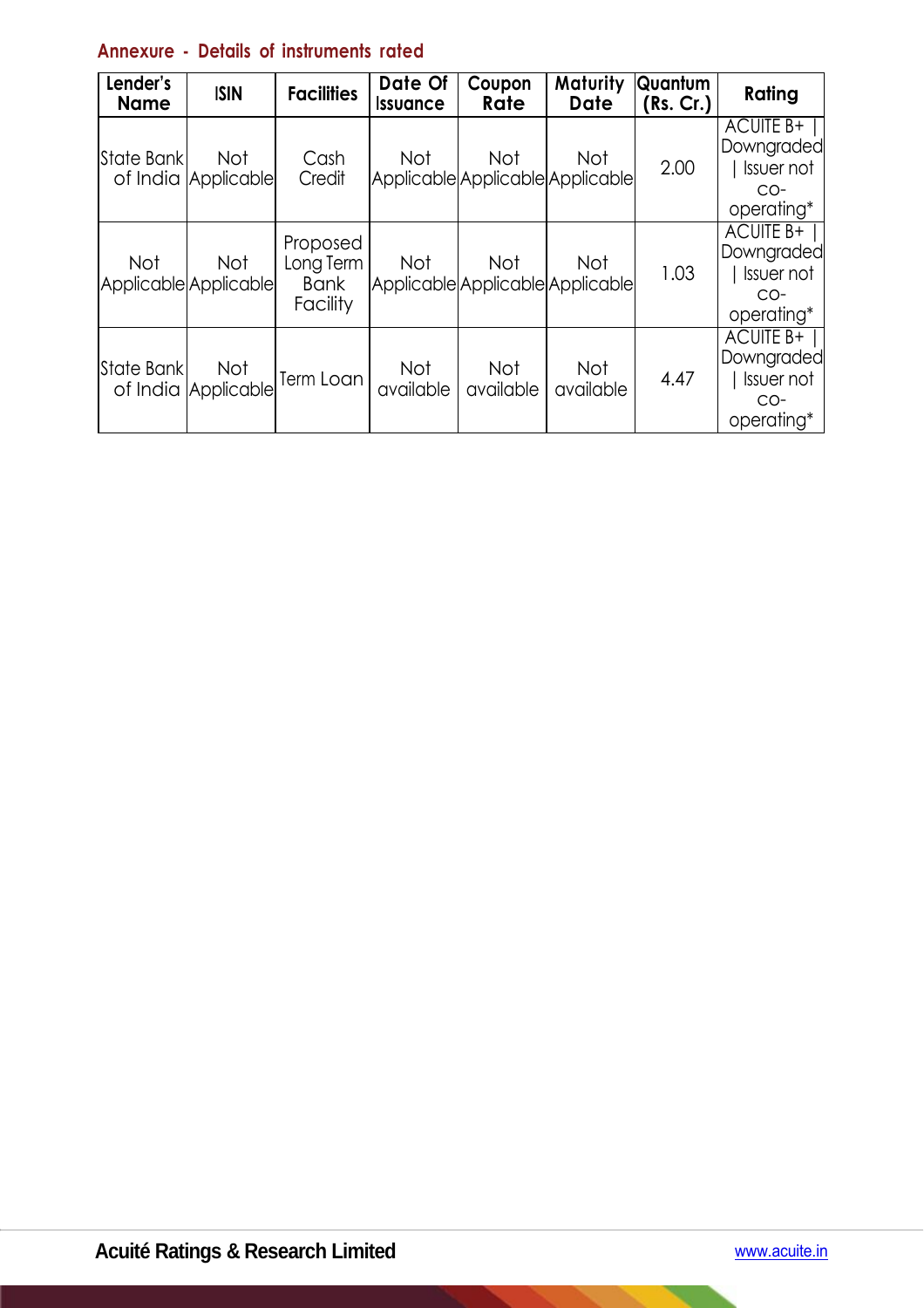### Annexure - Details of instruments rated

| Lender's Name | ISIN | Facilities | Date Of Issuance | Coupon Rate | Maturity Date | Quantum (Rs. Cr.) | Rating |
|---|---|---|---|---|---|---|---|
| State Bank of India | Not Applicable | Cash Credit | Not Applicable | Not Applicable | Not Applicable | 2.00 | ACUITE B+ \| Downgraded \| Issuer not co-operating* |
| Not Applicable | Not Applicable | Proposed Long Term Bank Facility | Not Applicable | Not Applicable | Not Applicable | 1.03 | ACUITE B+ \| Downgraded \| Issuer not co-operating* |
| State Bank of India | Not Applicable | Term Loan | Not available | Not available | Not available | 4.47 | ACUITE B+ \| Downgraded \| Issuer not co-operating* |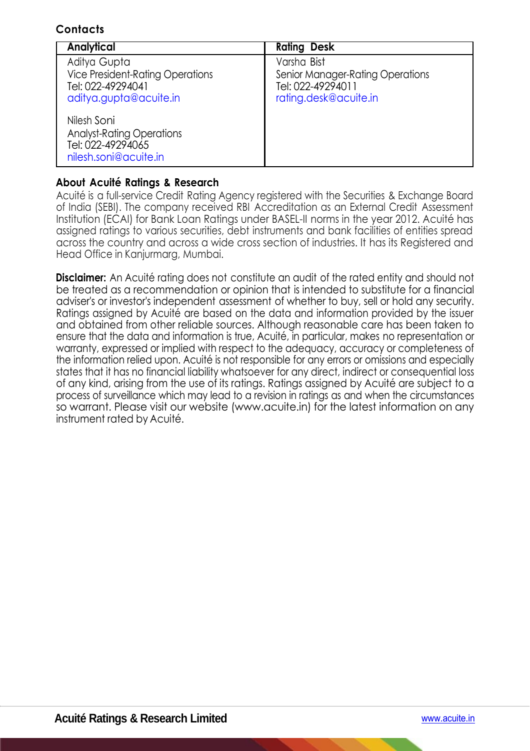## Contacts

| Analytical | Rating Desk |
|---|---|
| Aditya Gupta<br>Vice President-Rating Operations<br>Tel: 022-49294041<br>aditya.gupta@acuite.in<br><br>Nilesh Soni<br>Analyst-Rating Operations<br>Tel: 022-49294065<br>nilesh.soni@acuite.in | Varsha Bist<br>Senior Manager-Rating Operations<br>Tel: 022-49294011<br>rating.desk@acuite.in |

### About Acuité Ratings & Research

Acuité is a full-service Credit Rating Agency registered with the Securities & Exchange Board of India (SEBI). The company received RBI Accreditation as an External Credit Assessment Institution (ECAI) for Bank Loan Ratings under BASEL-II norms in the year 2012. Acuité has assigned ratings to various securities, debt instruments and bank facilities of entities spread across the country and across a wide cross section of industries. It has its Registered and Head Office in Kanjurmarg, Mumbai.

**Disclaimer:** An Acuité rating does not constitute an audit of the rated entity and should not be treated as a recommendation or opinion that is intended to substitute for a financial adviser's or investor's independent assessment of whether to buy, sell or hold any security. Ratings assigned by Acuité are based on the data and information provided by the issuer and obtained from other reliable sources. Although reasonable care has been taken to ensure that the data and information is true, Acuité, in particular, makes no representation or warranty, expressed or implied with respect to the adequacy, accuracy or completeness of the information relied upon. Acuité is not responsible for any errors or omissions and especially states that it has no financial liability whatsoever for any direct, indirect or consequential loss of any kind, arising from the use of its ratings. Ratings assigned by Acuité are subject to a process of surveillance which may lead to a revision in ratings as and when the circumstances so warrant. Please visit our website (www.acuite.in) for the latest information on any instrument rated by Acuité.